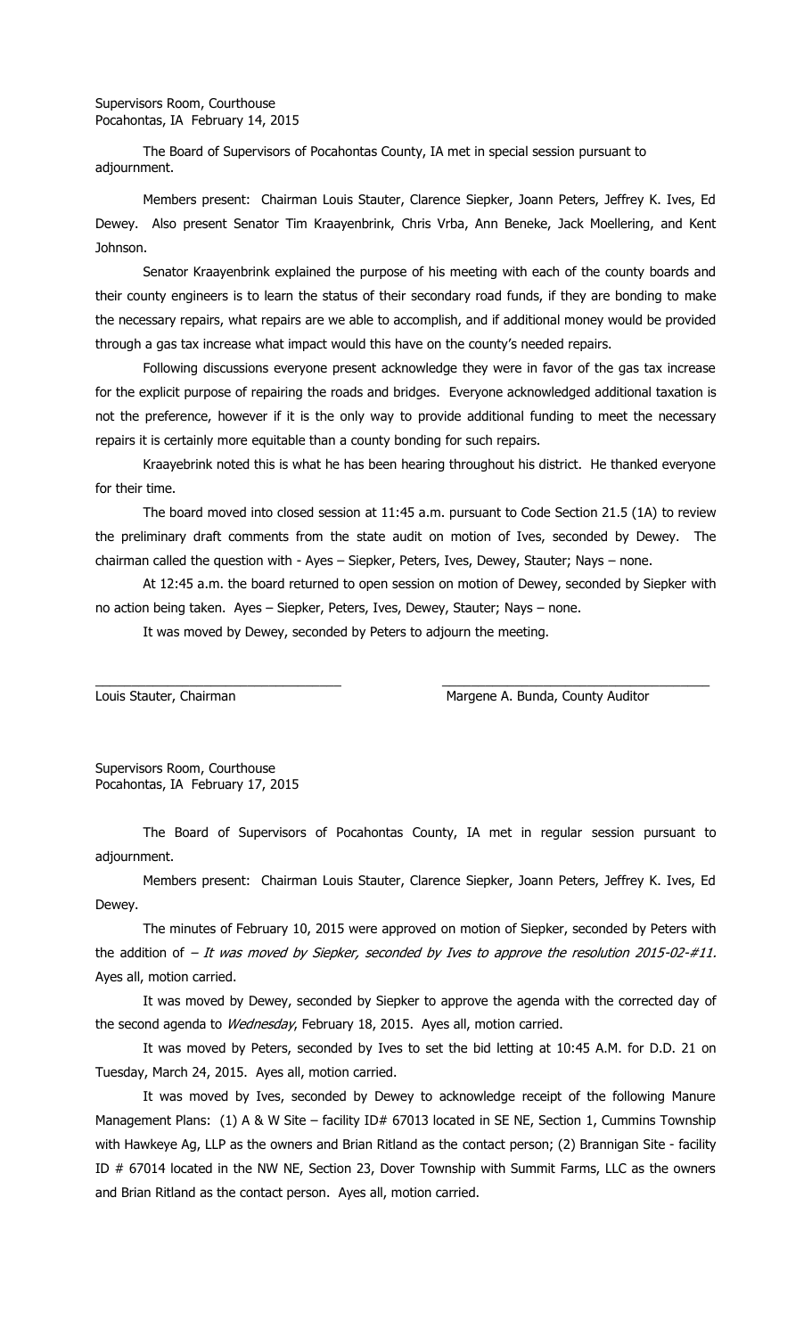Supervisors Room, Courthouse
Pocahontas, IA February 14, 2015

The Board of Supervisors of Pocahontas County, IA met in special session pursuant to adjournment.

Members present: Chairman Louis Stauter, Clarence Siepker, Joann Peters, Jeffrey K. Ives, Ed Dewey. Also present Senator Tim Kraayenbrink, Chris Vrba, Ann Beneke, Jack Moellering, and Kent Johnson.

Senator Kraayenbrink explained the purpose of his meeting with each of the county boards and their county engineers is to learn the status of their secondary road funds, if they are bonding to make the necessary repairs, what repairs are we able to accomplish, and if additional money would be provided through a gas tax increase what impact would this have on the county's needed repairs.

Following discussions everyone present acknowledge they were in favor of the gas tax increase for the explicit purpose of repairing the roads and bridges. Everyone acknowledged additional taxation is not the preference, however if it is the only way to provide additional funding to meet the necessary repairs it is certainly more equitable than a county bonding for such repairs.

Kraayebrink noted this is what he has been hearing throughout his district. He thanked everyone for their time.

The board moved into closed session at 11:45 a.m. pursuant to Code Section 21.5 (1A) to review the preliminary draft comments from the state audit on motion of Ives, seconded by Dewey. The chairman called the question with - Ayes – Siepker, Peters, Ives, Dewey, Stauter; Nays – none.

At 12:45 a.m. the board returned to open session on motion of Dewey, seconded by Siepker with no action being taken. Ayes – Siepker, Peters, Ives, Dewey, Stauter; Nays – none.

It was moved by Dewey, seconded by Peters to adjourn the meeting.

\_\_\_\_\_\_\_\_\_\_\_\_\_\_\_\_\_\_\_\_\_\_\_\_\_\_\_\_\_\_\_\_ \_\_\_\_\_\_\_\_\_\_\_\_\_\_\_\_\_\_\_\_\_\_\_\_\_\_\_\_\_\_\_\_\_\_

Louis Stauter, Chairman Margene A. Bunda, County Auditor

Supervisors Room, Courthouse
Pocahontas, IA February 17, 2015

The Board of Supervisors of Pocahontas County, IA met in regular session pursuant to adjournment.

Members present: Chairman Louis Stauter, Clarence Siepker, Joann Peters, Jeffrey K. Ives, Ed Dewey.

The minutes of February 10, 2015 were approved on motion of Siepker, seconded by Peters with the addition of – *It was moved by Siepker, seconded by Ives to approve the resolution 2015-02-#11.* Ayes all, motion carried.

It was moved by Dewey, seconded by Siepker to approve the agenda with the corrected day of the second agenda to *Wednesday*, February 18, 2015. Ayes all, motion carried.

It was moved by Peters, seconded by Ives to set the bid letting at 10:45 A.M. for D.D. 21 on Tuesday, March 24, 2015. Ayes all, motion carried.

It was moved by Ives, seconded by Dewey to acknowledge receipt of the following Manure Management Plans: (1) A & W Site – facility ID# 67013 located in SE NE, Section 1, Cummins Township with Hawkeye Ag, LLP as the owners and Brian Ritland as the contact person; (2) Brannigan Site - facility ID # 67014 located in the NW NE, Section 23, Dover Township with Summit Farms, LLC as the owners and Brian Ritland as the contact person. Ayes all, motion carried.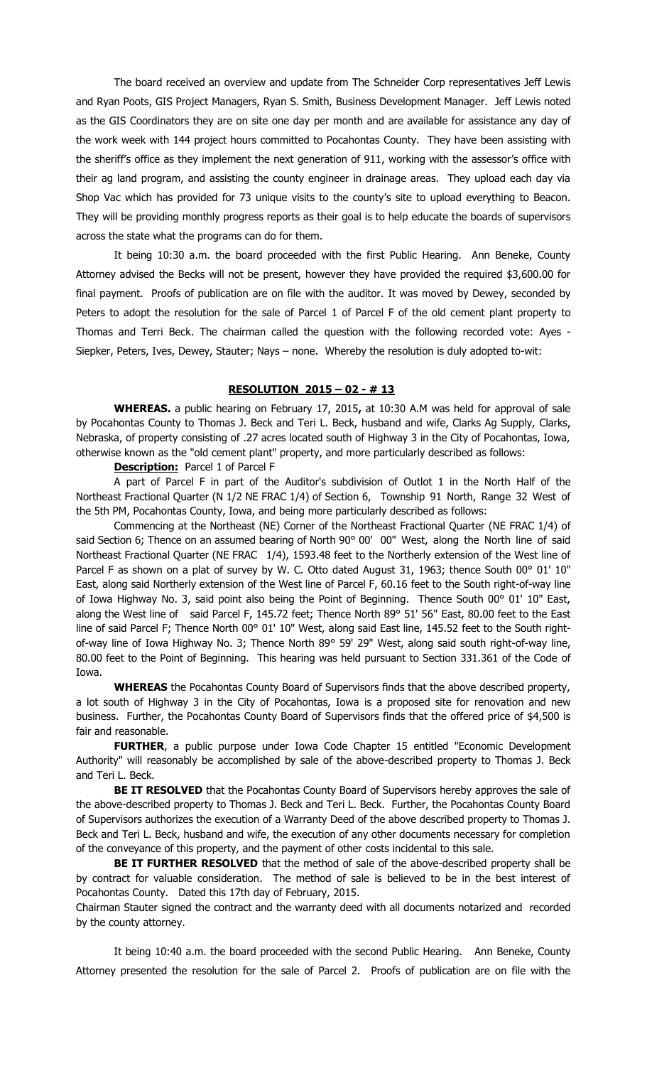The board received an overview and update from The Schneider Corp representatives Jeff Lewis and Ryan Poots, GIS Project Managers, Ryan S. Smith, Business Development Manager. Jeff Lewis noted as the GIS Coordinators they are on site one day per month and are available for assistance any day of the work week with 144 project hours committed to Pocahontas County. They have been assisting with the sheriff's office as they implement the next generation of 911, working with the assessor's office with their ag land program, and assisting the county engineer in drainage areas. They upload each day via Shop Vac which has provided for 73 unique visits to the county's site to upload everything to Beacon. They will be providing monthly progress reports as their goal is to help educate the boards of supervisors across the state what the programs can do for them.

It being 10:30 a.m. the board proceeded with the first Public Hearing. Ann Beneke, County Attorney advised the Becks will not be present, however they have provided the required $3,600.00 for final payment. Proofs of publication are on file with the auditor. It was moved by Dewey, seconded by Peters to adopt the resolution for the sale of Parcel 1 of Parcel F of the old cement plant property to Thomas and Terri Beck. The chairman called the question with the following recorded vote: Ayes - Siepker, Peters, Ives, Dewey, Stauter; Nays – none. Whereby the resolution is duly adopted to-wit:

**RESOLUTION 2015 – 02 - # 13**

**WHEREAS.** a public hearing on February 17, 2015**,** at 10:30 A.M was held for approval of sale by Pocahontas County to Thomas J. Beck and Teri L. Beck, husband and wife, Clarks Ag Supply, Clarks, Nebraska, of property consisting of .27 acres located south of Highway 3 in the City of Pocahontas, Iowa, otherwise known as the "old cement plant" property, and more particularly described as follows:

**Description:** Parcel 1 of Parcel F

A part of Parcel F in part of the Auditor's subdivision of Outlot 1 in the North Half of the Northeast Fractional Quarter (N 1/2 NE FRAC 1/4) of Section 6, Township 91 North, Range 32 West of the 5th PM, Pocahontas County, Iowa, and being more particularly described as follows:

Commencing at the Northeast (NE) Corner of the Northeast Fractional Quarter (NE FRAC 1/4) of said Section 6; Thence on an assumed bearing of North 90° 00' 00" West, along the North line of said Northeast Fractional Quarter (NE FRAC 1/4), 1593.48 feet to the Northerly extension of the West line of Parcel F as shown on a plat of survey by W. C. Otto dated August 31, 1963; thence South 00° 01' 10" East, along said Northerly extension of the West line of Parcel F, 60.16 feet to the South right-of-way line of Iowa Highway No. 3, said point also being the Point of Beginning. Thence South 00° 01' 10" East, along the West line of said Parcel F, 145.72 feet; Thence North 89° 51' 56" East, 80.00 feet to the East line of said Parcel F; Thence North 00° 01' 10" West, along said East line, 145.52 feet to the South right-of-way line of Iowa Highway No. 3; Thence North 89° 59' 29" West, along said south right-of-way line, 80.00 feet to the Point of Beginning. This hearing was held pursuant to Section 331.361 of the Code of Iowa.

**WHEREAS** the Pocahontas County Board of Supervisors finds that the above described property, a lot south of Highway 3 in the City of Pocahontas, Iowa is a proposed site for renovation and new business. Further, the Pocahontas County Board of Supervisors finds that the offered price of $4,500 is fair and reasonable.

**FURTHER**, a public purpose under Iowa Code Chapter 15 entitled "Economic Development Authority" will reasonably be accomplished by sale of the above-described property to Thomas J. Beck and Teri L. Beck.

**BE IT RESOLVED** that the Pocahontas County Board of Supervisors hereby approves the sale of the above-described property to Thomas J. Beck and Teri L. Beck. Further, the Pocahontas County Board of Supervisors authorizes the execution of a Warranty Deed of the above described property to Thomas J. Beck and Teri L. Beck, husband and wife, the execution of any other documents necessary for completion of the conveyance of this property, and the payment of other costs incidental to this sale.

**BE IT FURTHER RESOLVED** that the method of sale of the above-described property shall be by contract for valuable consideration. The method of sale is believed to be in the best interest of Pocahontas County. Dated this 17th day of February, 2015.

Chairman Stauter signed the contract and the warranty deed with all documents notarized and recorded by the county attorney.

It being 10:40 a.m. the board proceeded with the second Public Hearing. Ann Beneke, County Attorney presented the resolution for the sale of Parcel 2. Proofs of publication are on file with the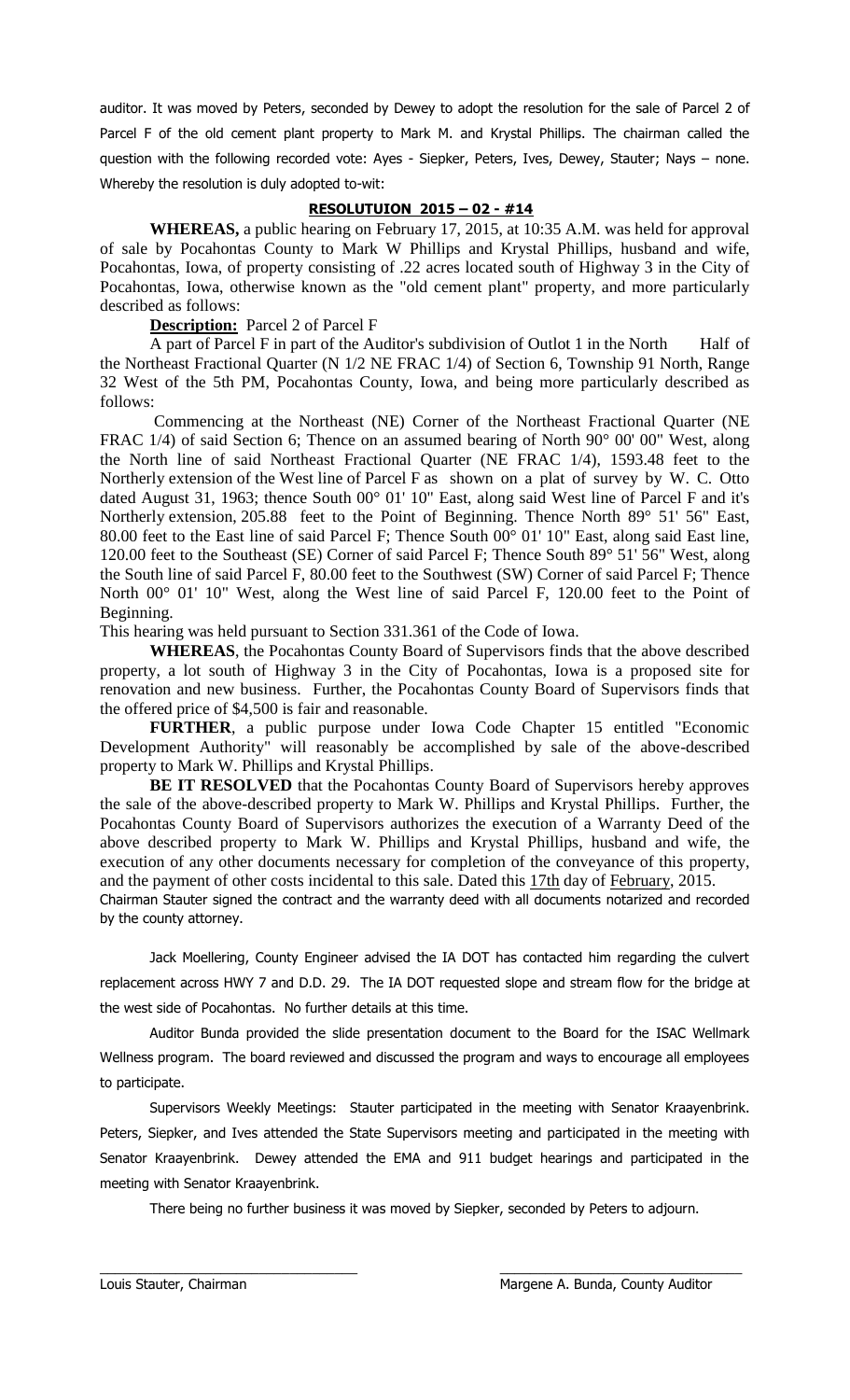auditor. It was moved by Peters, seconded by Dewey to adopt the resolution for the sale of Parcel 2 of Parcel F of the old cement plant property to Mark M. and Krystal Phillips. The chairman called the question with the following recorded vote: Ayes - Siepker, Peters, Ives, Dewey, Stauter; Nays – none. Whereby the resolution is duly adopted to-wit:

**RESOLUTUION 2015 – 02 - #14**

**WHEREAS,** a public hearing on February 17, 2015, at 10:35 A.M. was held for approval of sale by Pocahontas County to Mark W Phillips and Krystal Phillips, husband and wife, Pocahontas, Iowa, of property consisting of .22 acres located south of Highway 3 in the City of Pocahontas, Iowa, otherwise known as the "old cement plant" property, and more particularly described as follows:

**Description:** Parcel 2 of Parcel F

A part of Parcel F in part of the Auditor's subdivision of Outlot 1 in the North Half of the Northeast Fractional Quarter (N 1/2 NE FRAC 1/4) of Section 6, Township 91 North, Range 32 West of the 5th PM, Pocahontas County, Iowa, and being more particularly described as follows:

Commencing at the Northeast (NE) Corner of the Northeast Fractional Quarter (NE FRAC 1/4) of said Section 6; Thence on an assumed bearing of North 90° 00' 00" West, along the North line of said Northeast Fractional Quarter (NE FRAC 1/4), 1593.48 feet to the Northerly extension of the West line of Parcel F as shown on a plat of survey by W. C. Otto dated August 31, 1963; thence South 00° 01' 10" East, along said West line of Parcel F and it's Northerly extension, 205.88 feet to the Point of Beginning. Thence North 89° 51' 56" East, 80.00 feet to the East line of said Parcel F; Thence South 00° 01' 10" East, along said East line, 120.00 feet to the Southeast (SE) Corner of said Parcel F; Thence South 89° 51' 56" West, along the South line of said Parcel F, 80.00 feet to the Southwest (SW) Corner of said Parcel F; Thence North 00° 01' 10" West, along the West line of said Parcel F, 120.00 feet to the Point of Beginning.

This hearing was held pursuant to Section 331.361 of the Code of Iowa.

**WHEREAS**, the Pocahontas County Board of Supervisors finds that the above described property, a lot south of Highway 3 in the City of Pocahontas, Iowa is a proposed site for renovation and new business. Further, the Pocahontas County Board of Supervisors finds that the offered price of $4,500 is fair and reasonable.

**FURTHER**, a public purpose under Iowa Code Chapter 15 entitled "Economic Development Authority" will reasonably be accomplished by sale of the above-described property to Mark W. Phillips and Krystal Phillips.

**BE IT RESOLVED** that the Pocahontas County Board of Supervisors hereby approves the sale of the above-described property to Mark W. Phillips and Krystal Phillips. Further, the Pocahontas County Board of Supervisors authorizes the execution of a Warranty Deed of the above described property to Mark W. Phillips and Krystal Phillips, husband and wife, the execution of any other documents necessary for completion of the conveyance of this property, and the payment of other costs incidental to this sale. Dated this 17th day of February, 2015.

Chairman Stauter signed the contract and the warranty deed with all documents notarized and recorded by the county attorney.

Jack Moellering, County Engineer advised the IA DOT has contacted him regarding the culvert replacement across HWY 7 and D.D. 29. The IA DOT requested slope and stream flow for the bridge at the west side of Pocahontas. No further details at this time.

Auditor Bunda provided the slide presentation document to the Board for the ISAC Wellmark Wellness program. The board reviewed and discussed the program and ways to encourage all employees to participate.

Supervisors Weekly Meetings: Stauter participated in the meeting with Senator Kraayenbrink. Peters, Siepker, and Ives attended the State Supervisors meeting and participated in the meeting with Senator Kraayenbrink. Dewey attended the EMA and 911 budget hearings and participated in the meeting with Senator Kraayenbrink.

There being no further business it was moved by Siepker, seconded by Peters to adjourn.

\_\_\_\_\_\_\_\_\_\_\_\_\_\_\_\_\_\_\_\_\_\_\_\_\_\_\_\_ \_\_\_\_\_\_\_\_\_\_\_\_\_\_\_\_\_\_\_\_\_\_\_\_\_\_\_\_

Louis Stauter, Chairman Margene A. Bunda, County Auditor